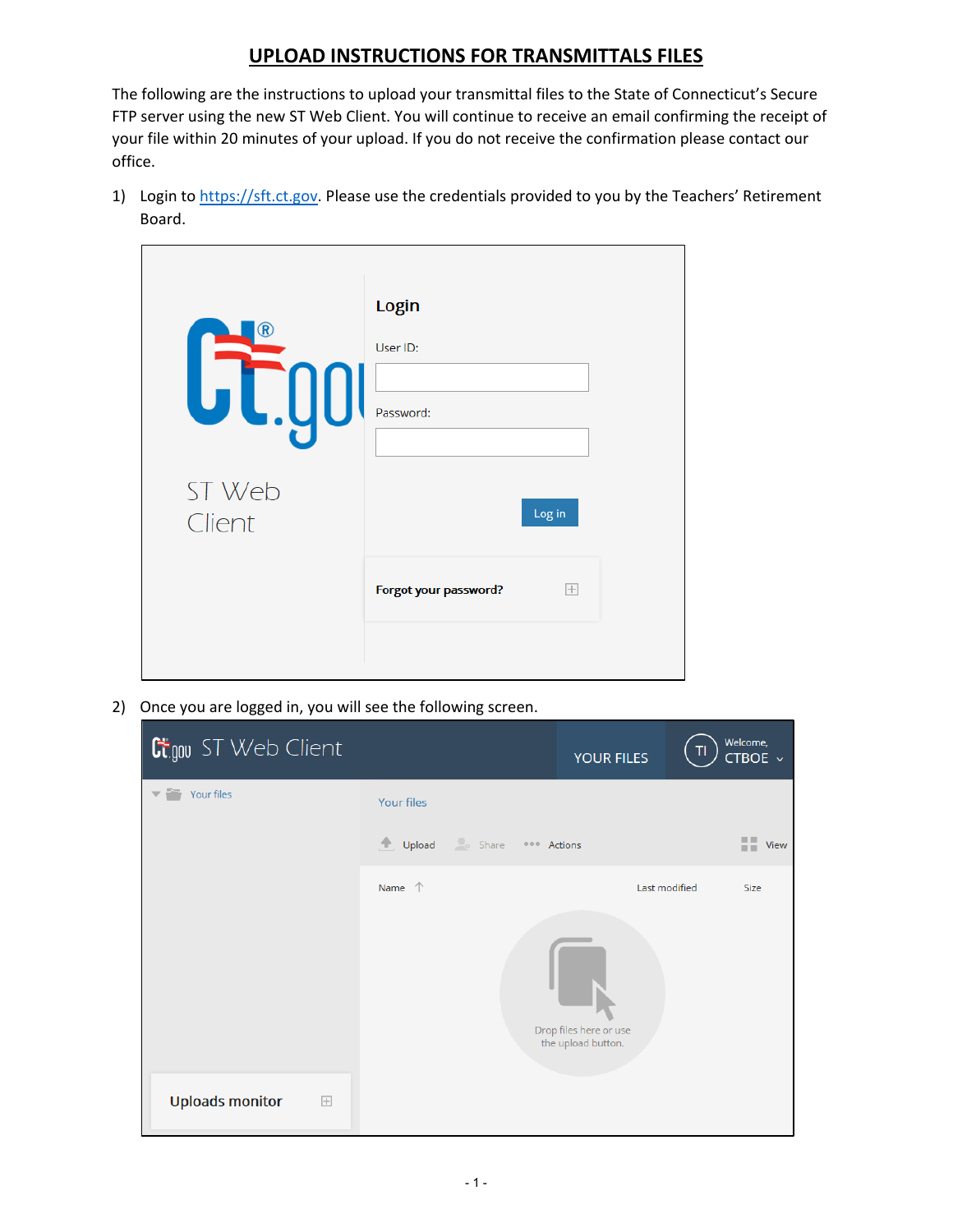# UPLOAD INSTRUCTIONS FOR TRANSMITTALS FILES

The following are the instructions to upload your transmittal files to the State of Connecticut's Secure FTP server using the new ST Web Client. You will continue to receive an email confirming the receipt of your file within 20 minutes of your upload. If you do not receive the confirmation please contact our office.

1) Login to [https://sft.ct.gov](https://sft.ct.gov). Please use the credentials provided to you by the Teachers' Retirement Board.

2) Once you are logged in, you will see the following screen.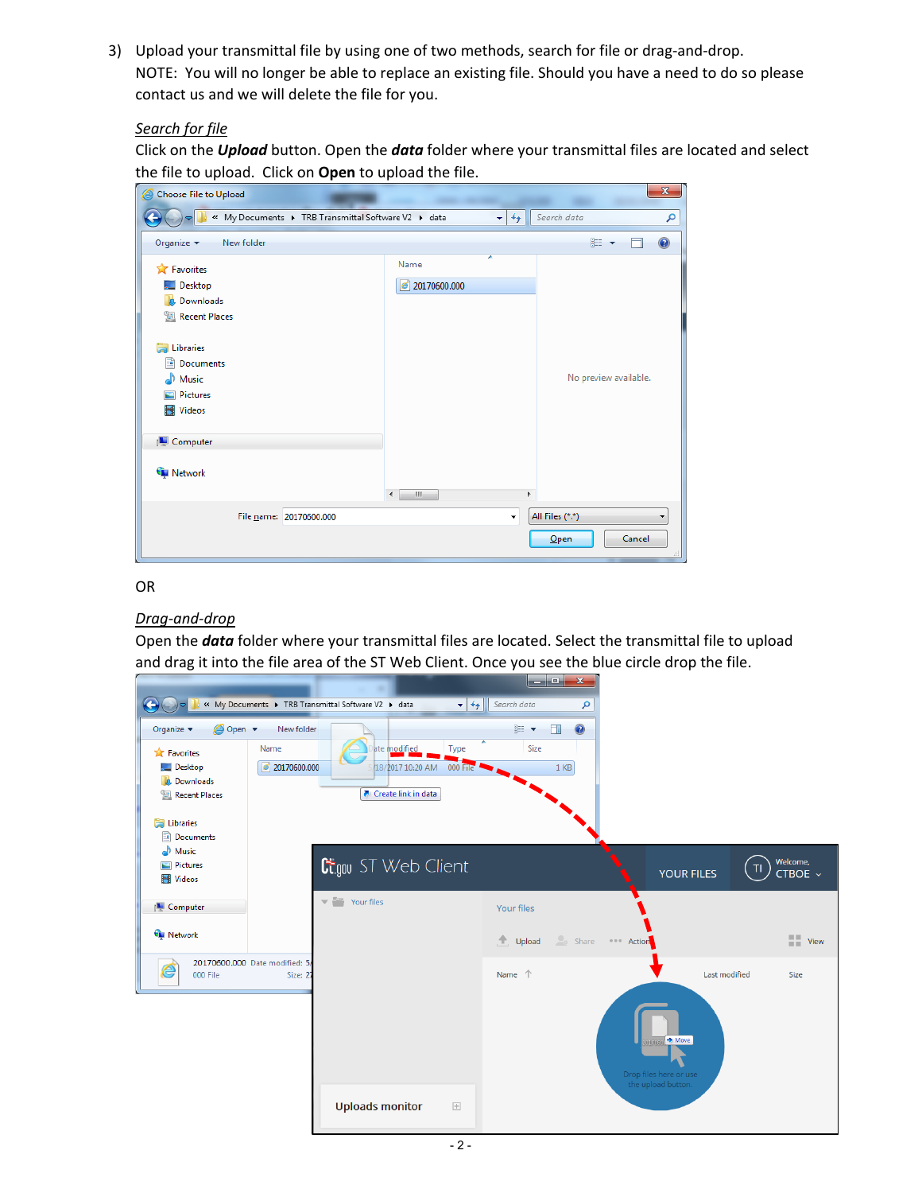3) Upload your transmittal file by using one of two methods, search for file or drag-and-drop.
   NOTE: You will no longer be able to replace an existing file. Should you have a need to do so please contact us and we will delete the file for you.

   <u>*Search for file*</u>
   Click on the ***Upload*** button. Open the ***data*** folder where your transmittal files are located and select the file to upload. Click on **Open** to upload the file.

   OR

   <u>*Drag-and-drop*</u>
   Open the ***data*** folder where your transmittal files are located. Select the transmittal file to upload and drag it into the file area of the ST Web Client. Once you see the blue circle drop the file.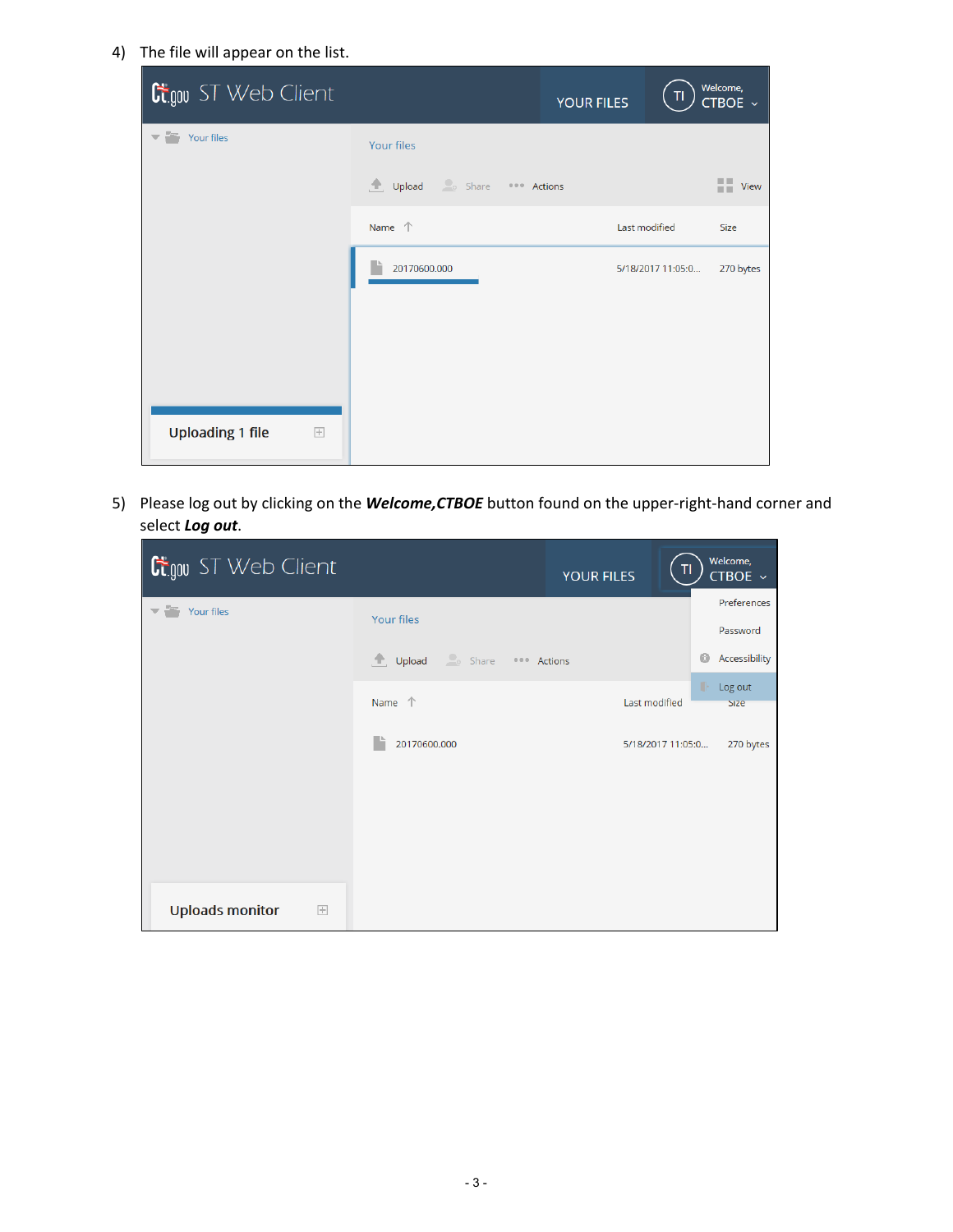4) The file will appear on the list.

5) Please log out by clicking on the ***Welcome,CTBOE*** button found on the upper-right-hand corner and select ***Log out***.